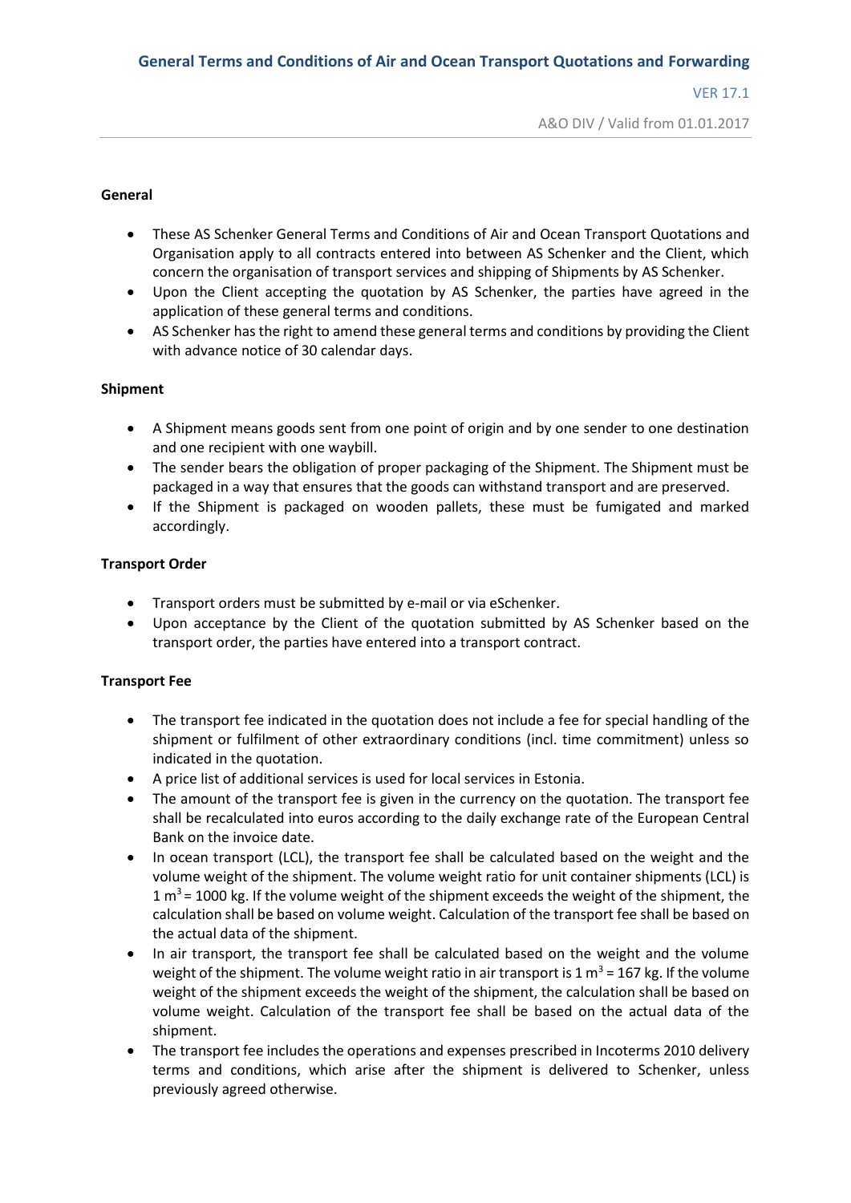# General Terms and Conditions of Air and Ocean Transport Quotations and Forwarding

VER 17.1

A&O DIV / Valid from 01.01.2017

**General**

- These AS Schenker General Terms and Conditions of Air and Ocean Transport Quotations and Organisation apply to all contracts entered into between AS Schenker and the Client, which concern the organisation of transport services and shipping of Shipments by AS Schenker.
- Upon the Client accepting the quotation by AS Schenker, the parties have agreed in the application of these general terms and conditions.
- AS Schenker has the right to amend these general terms and conditions by providing the Client with advance notice of 30 calendar days.

**Shipment**

- A Shipment means goods sent from one point of origin and by one sender to one destination and one recipient with one waybill.
- The sender bears the obligation of proper packaging of the Shipment. The Shipment must be packaged in a way that ensures that the goods can withstand transport and are preserved.
- If the Shipment is packaged on wooden pallets, these must be fumigated and marked accordingly.

**Transport Order**

- Transport orders must be submitted by e-mail or via eSchenker.
- Upon acceptance by the Client of the quotation submitted by AS Schenker based on the transport order, the parties have entered into a transport contract.

**Transport Fee**

- The transport fee indicated in the quotation does not include a fee for special handling of the shipment or fulfilment of other extraordinary conditions (incl. time commitment) unless so indicated in the quotation.
- A price list of additional services is used for local services in Estonia.
- The amount of the transport fee is given in the currency on the quotation. The transport fee shall be recalculated into euros according to the daily exchange rate of the European Central Bank on the invoice date.
- In ocean transport (LCL), the transport fee shall be calculated based on the weight and the volume weight of the shipment. The volume weight ratio for unit container shipments (LCL) is 1 $m^3$ = 1000 kg. If the volume weight of the shipment exceeds the weight of the shipment, the calculation shall be based on volume weight. Calculation of the transport fee shall be based on the actual data of the shipment.
- In air transport, the transport fee shall be calculated based on the weight and the volume weight of the shipment. The volume weight ratio in air transport is 1 $m^3$ = 167 kg. If the volume weight of the shipment exceeds the weight of the shipment, the calculation shall be based on volume weight. Calculation of the transport fee shall be based on the actual data of the shipment.
- The transport fee includes the operations and expenses prescribed in Incoterms 2010 delivery terms and conditions, which arise after the shipment is delivered to Schenker, unless previously agreed otherwise.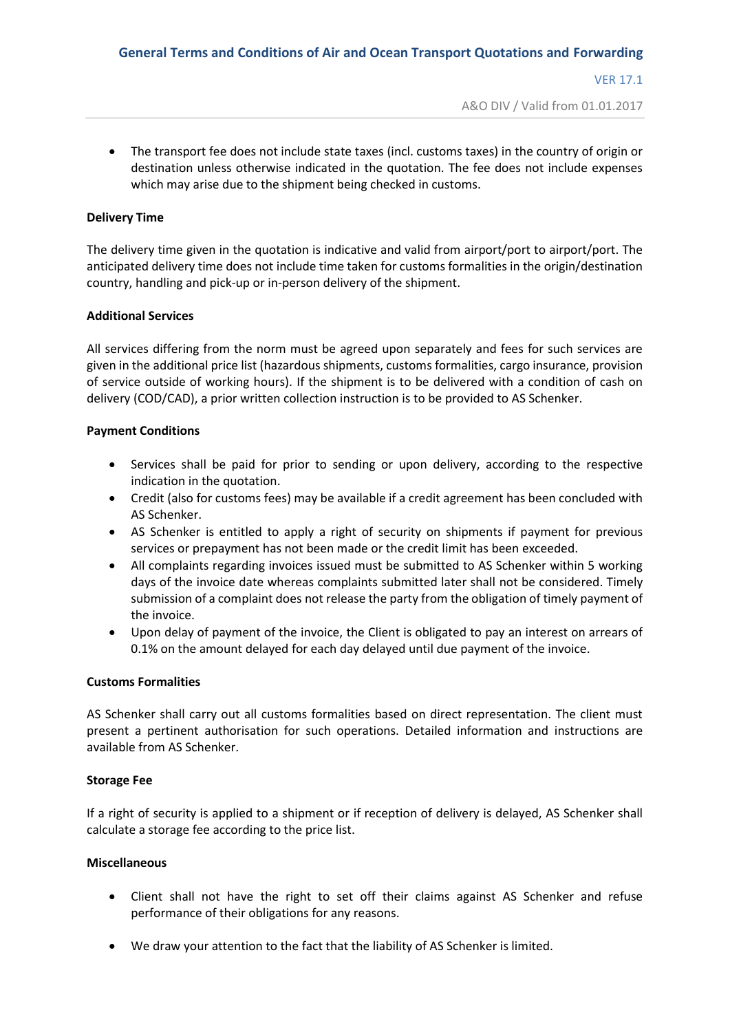- The transport fee does not include state taxes (incl. customs taxes) in the country of origin or destination unless otherwise indicated in the quotation. The fee does not include expenses which may arise due to the shipment being checked in customs.

**Delivery Time**

The delivery time given in the quotation is indicative and valid from airport/port to airport/port. The anticipated delivery time does not include time taken for customs formalities in the origin/destination country, handling and pick-up or in-person delivery of the shipment.

**Additional Services**

All services differing from the norm must be agreed upon separately and fees for such services are given in the additional price list (hazardous shipments, customs formalities, cargo insurance, provision of service outside of working hours). If the shipment is to be delivered with a condition of cash on delivery (COD/CAD), a prior written collection instruction is to be provided to AS Schenker.

**Payment Conditions**

- Services shall be paid for prior to sending or upon delivery, according to the respective indication in the quotation.
- Credit (also for customs fees) may be available if a credit agreement has been concluded with AS Schenker.
- AS Schenker is entitled to apply a right of security on shipments if payment for previous services or prepayment has not been made or the credit limit has been exceeded.
- All complaints regarding invoices issued must be submitted to AS Schenker within 5 working days of the invoice date whereas complaints submitted later shall not be considered. Timely submission of a complaint does not release the party from the obligation of timely payment of the invoice.
- Upon delay of payment of the invoice, the Client is obligated to pay an interest on arrears of 0.1% on the amount delayed for each day delayed until due payment of the invoice.

**Customs Formalities**

AS Schenker shall carry out all customs formalities based on direct representation. The client must present a pertinent authorisation for such operations. Detailed information and instructions are available from AS Schenker.

**Storage Fee**

If a right of security is applied to a shipment or if reception of delivery is delayed, AS Schenker shall calculate a storage fee according to the price list.

**Miscellaneous**

- Client shall not have the right to set off their claims against AS Schenker and refuse performance of their obligations for any reasons.
- We draw your attention to the fact that the liability of AS Schenker is limited.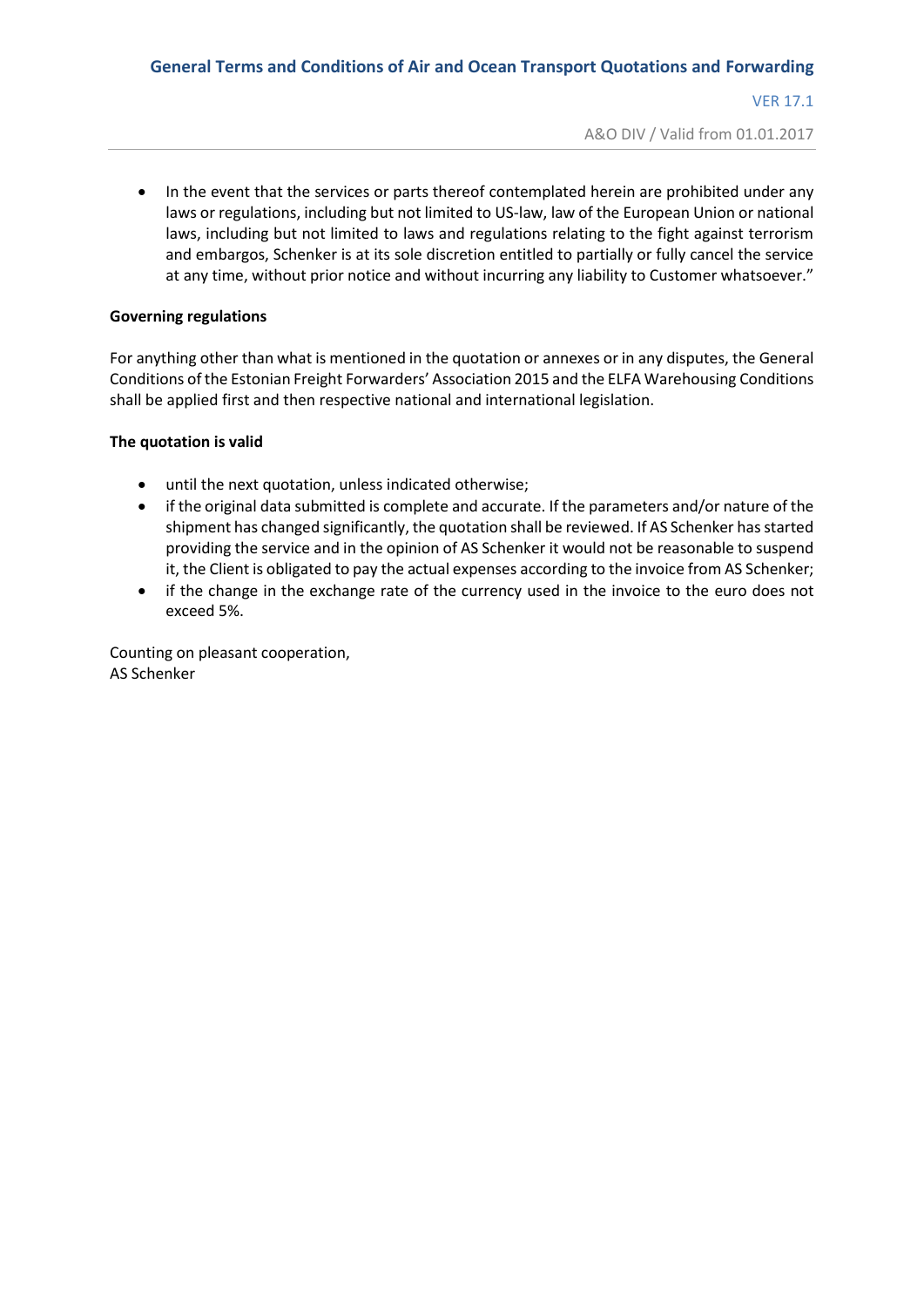- In the event that the services or parts thereof contemplated herein are prohibited under any laws or regulations, including but not limited to US-law, law of the European Union or national laws, including but not limited to laws and regulations relating to the fight against terrorism and embargos, Schenker is at its sole discretion entitled to partially or fully cancel the service at any time, without prior notice and without incurring any liability to Customer whatsoever."

**Governing regulations**

For anything other than what is mentioned in the quotation or annexes or in any disputes, the General Conditions of the Estonian Freight Forwarders' Association 2015 and the ELFA Warehousing Conditions shall be applied first and then respective national and international legislation.

**The quotation is valid**

- until the next quotation, unless indicated otherwise;
- if the original data submitted is complete and accurate. If the parameters and/or nature of the shipment has changed significantly, the quotation shall be reviewed. If AS Schenker has started providing the service and in the opinion of AS Schenker it would not be reasonable to suspend it, the Client is obligated to pay the actual expenses according to the invoice from AS Schenker;
- if the change in the exchange rate of the currency used in the invoice to the euro does not exceed 5%.

Counting on pleasant cooperation,
AS Schenker